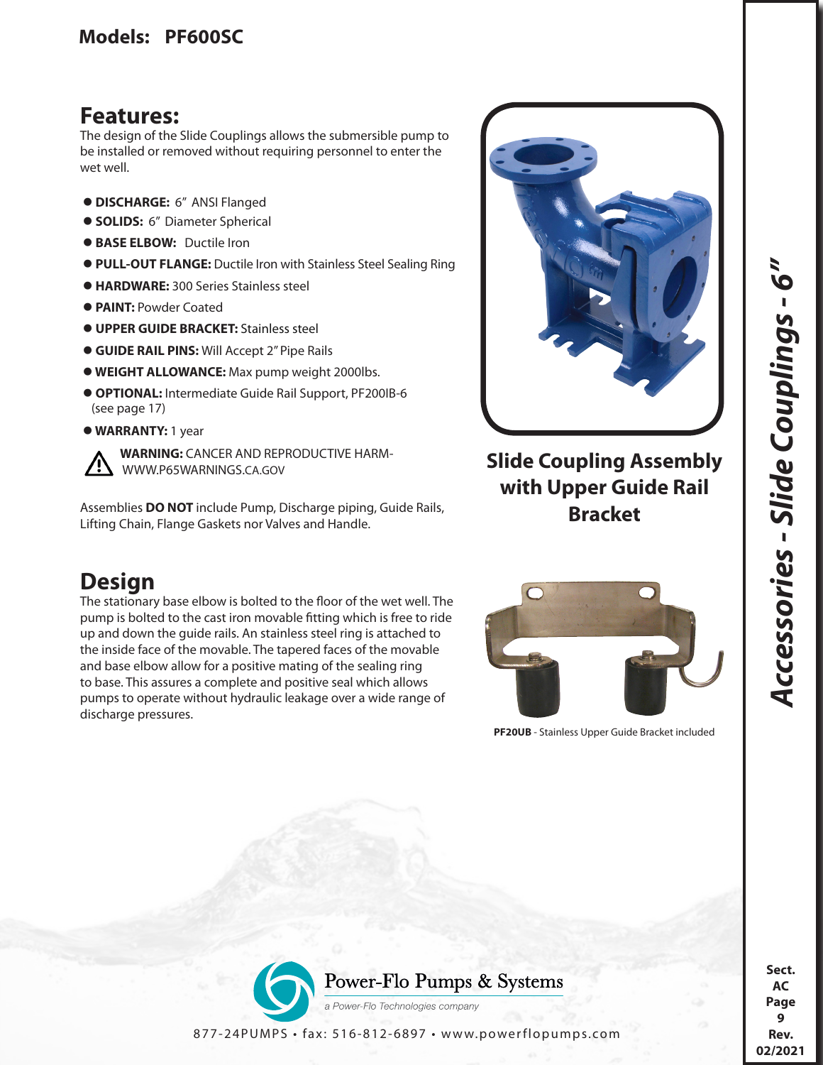## Models: PF600SC

## Features:

The design of the Slide Couplings allows the submersible pump to be installed or removed without requiring personnel to enter the wet well.

- **DISCHARGE:** 6" ANSI Flanged
- **SOLIDS:** 6" Diameter Spherical
- **BASE ELBOW:** Ductile Iron
- **PULL-OUT FLANGE:** Ductile Iron with Stainless Steel Sealing Ring
- **HARDWARE:** 300 Series Stainless steel
- **PAINT:** Powder Coated
- **UPPER GUIDE BRACKET:** Stainless steel
- **GUIDE RAIL PINS:** Will Accept 2" Pipe Rails
- **WEIGHT ALLOWANCE:** Max pump weight 2000lbs.
- **OPTIONAL:** Intermediate Guide Rail Support, PF200IB-6 (see page 17)
- **WARRANTY:** 1 year

⚠ **WARNING:** CANCER AND REPRODUCTIVE HARM- WWW.P65WARNINGS.CA.GOV

Assemblies **DO NOT** include Pump, Discharge piping, Guide Rails, Lifting Chain, Flange Gaskets nor Valves and Handle.

**Slide Coupling Assembly with Upper Guide Rail Bracket**

## Design

The stationary base elbow is bolted to the floor of the wet well. The pump is bolted to the cast iron movable fitting which is free to ride up and down the guide rails. An stainless steel ring is attached to the inside face of the movable. The tapered faces of the movable and base elbow allow for a positive mating of the sealing ring to base. This assures a complete and positive seal which allows pumps to operate without hydraulic leakage over a wide range of discharge pressures.

**PF20UB** - Stainless Upper Guide Bracket included

*Accessories - Slide Couplings - 6"*

Power-Flo Pumps & Systems
a Power-Flo Technologies company

877-24PUMPS • fax: 516-812-6897 • www.powerflopumps.com

Sect. AC Page 9 Rev. 02/2021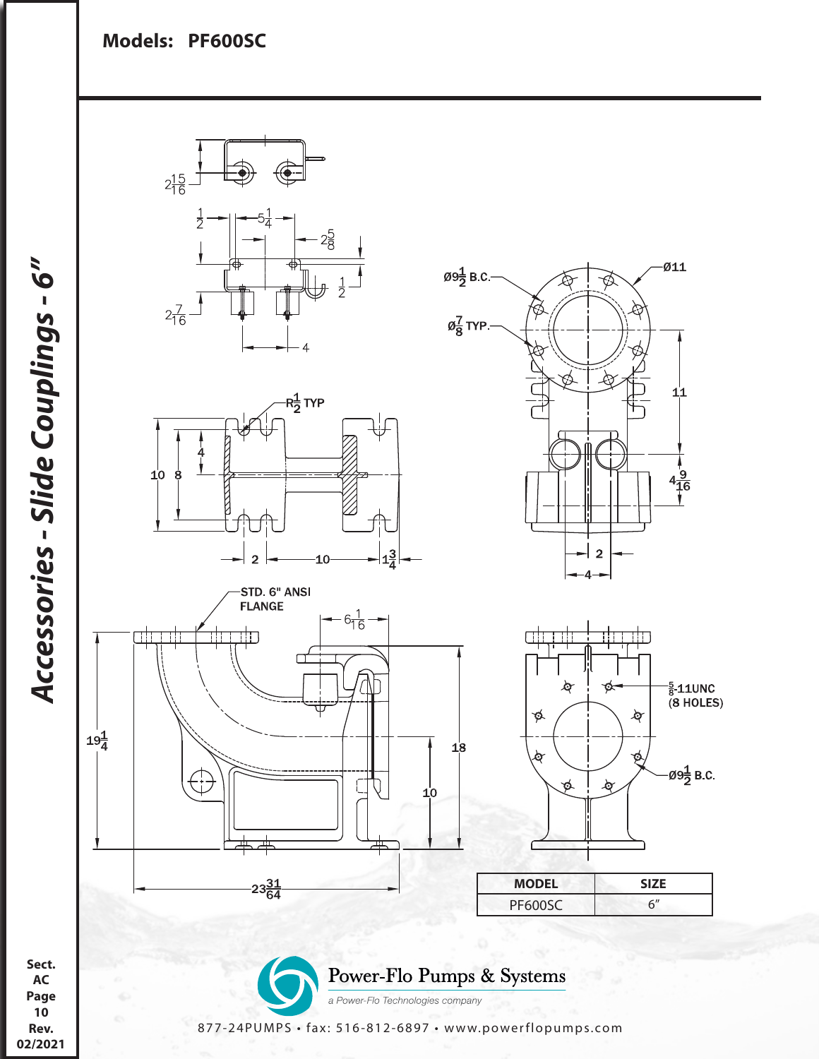# Models: PF600SC

## Accessories - Slide Couplings - 6"

$2\frac{15}{16}$

$\frac{1}{2}$

$5\frac{1}{4}$

$2\frac{5}{8}$

$\frac{1}{2}$

$2\frac{7}{16}$

4

Ø$9\frac{1}{2}$ B.C.

Ø11

Ø$\frac{7}{8}$ TYP.

11

$4\frac{9}{16}$

2

4

R$\frac{1}{2}$ TYP

10

8

4

2

10

$1\frac{3}{4}$

STD. 6" ANSI FLANGE

$6\frac{1}{16}$

$19\frac{1}{4}$

18

10

$23\frac{31}{64}$

$\frac{5}{8}$-11UNC (8 HOLES)

Ø$9\frac{1}{2}$ B.C.

| MODEL | SIZE |
|---|---|
| PF600SC | 6" |

Power-Flo Pumps & Systems

a Power-Flo Technologies company

877-24PUMPS • fax: 516-812-6897 • www.powerflopumps.com

Sect. AC Page 10 Rev. 02/2021